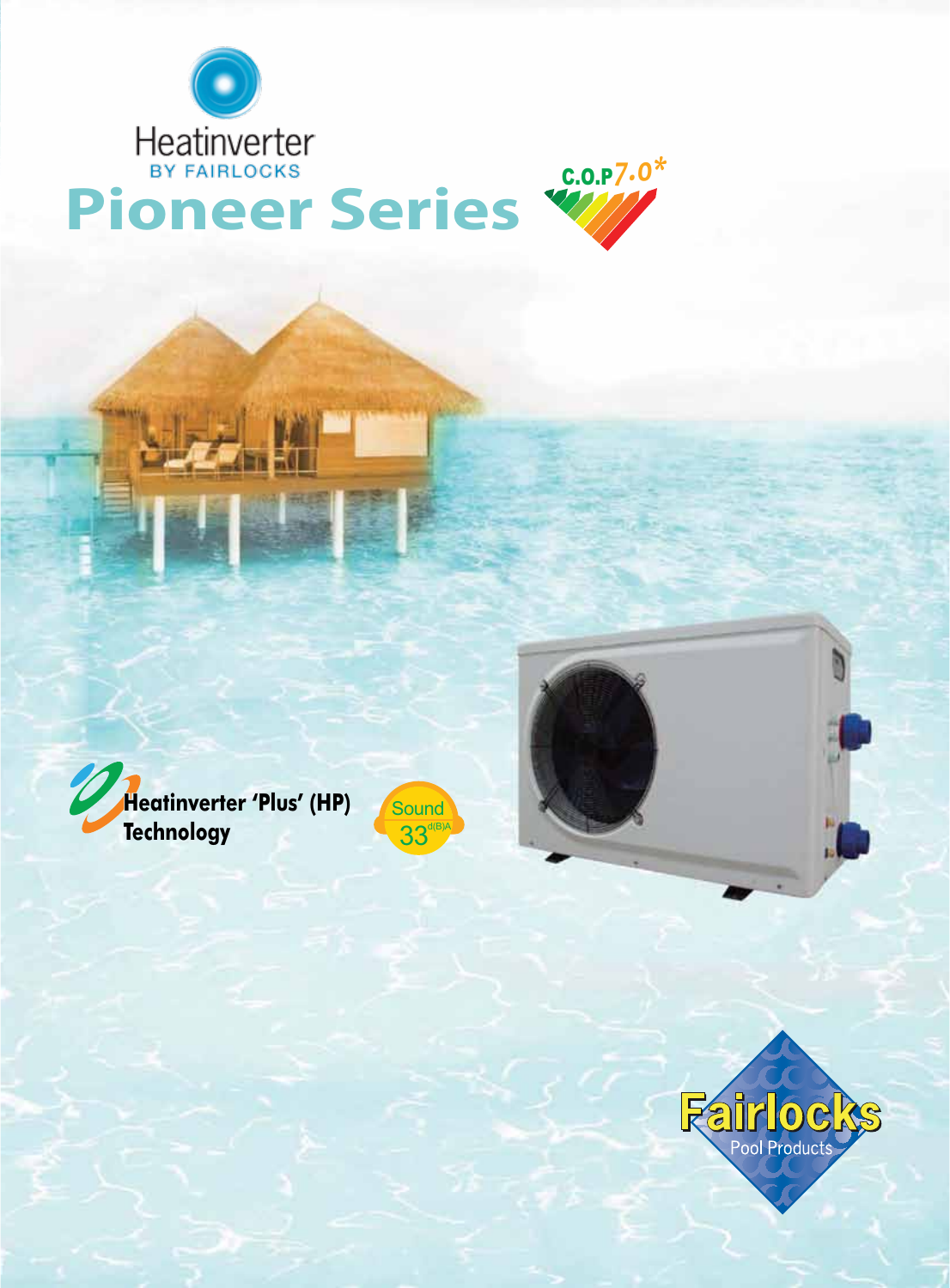Heatinverter

BY FAIRLOCKS

# Pioneer Series

C.O.P 7.0*

Heatinverter 'Plus' (HP) Technology

Sound 33 d(B)A

Fairlocks Pool Products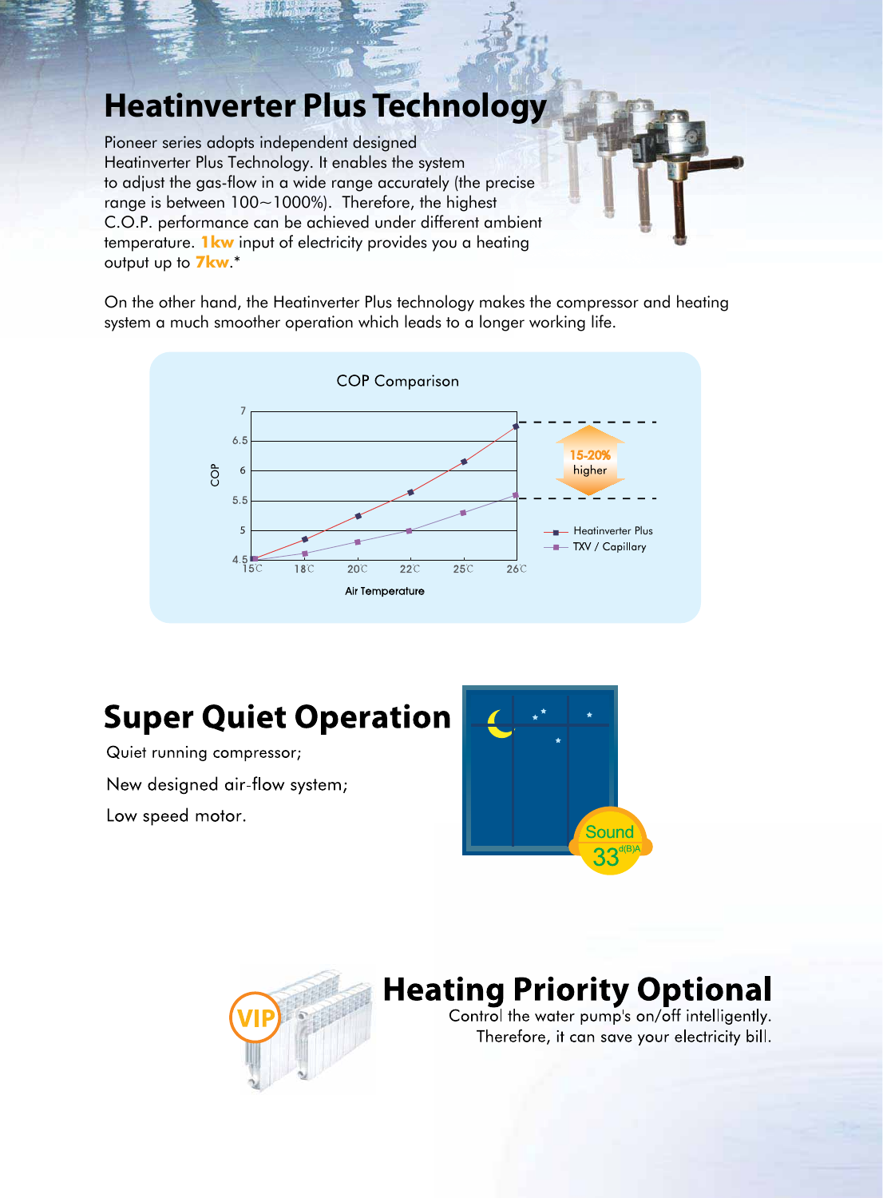## Heatinverter Plus Technology

Pioneer series adopts independent designed Heatinverter Plus Technology. It enables the system to adjust the gas-flow in a wide range accurately (the precise range is between 100~1000%). Therefore, the highest C.O.P. performance can be achieved under different ambient temperature. **1kw** input of electricity provides you a heating output up to **7kw**.*

On the other hand, the Heatinverter Plus technology makes the compressor and heating system a much smoother operation which leads to a longer working life.

COP Comparison

| Air Temperature | 15°C | 18°C | 20°C | 22°C | 25°C | 26°C |
|---|---|---|---|---|---|---|
| Heatinverter Plus (COP) | 4.5 | 4.85 | 5.25 | 5.65 | 6.15 | 6.75 |
| TXV / Capillary (COP) | 4.5 | 4.6 | 4.8 | 5.0 | 5.3 | 5.6 |

15-20% higher

## Super Quiet Operation

Quiet running compressor;

New designed air-flow system;

Low speed motor.

Sound 33 d(B)A

## Heating Priority Optional

Control the water pump's on/off intelligently. Therefore, it can save your electricity bill.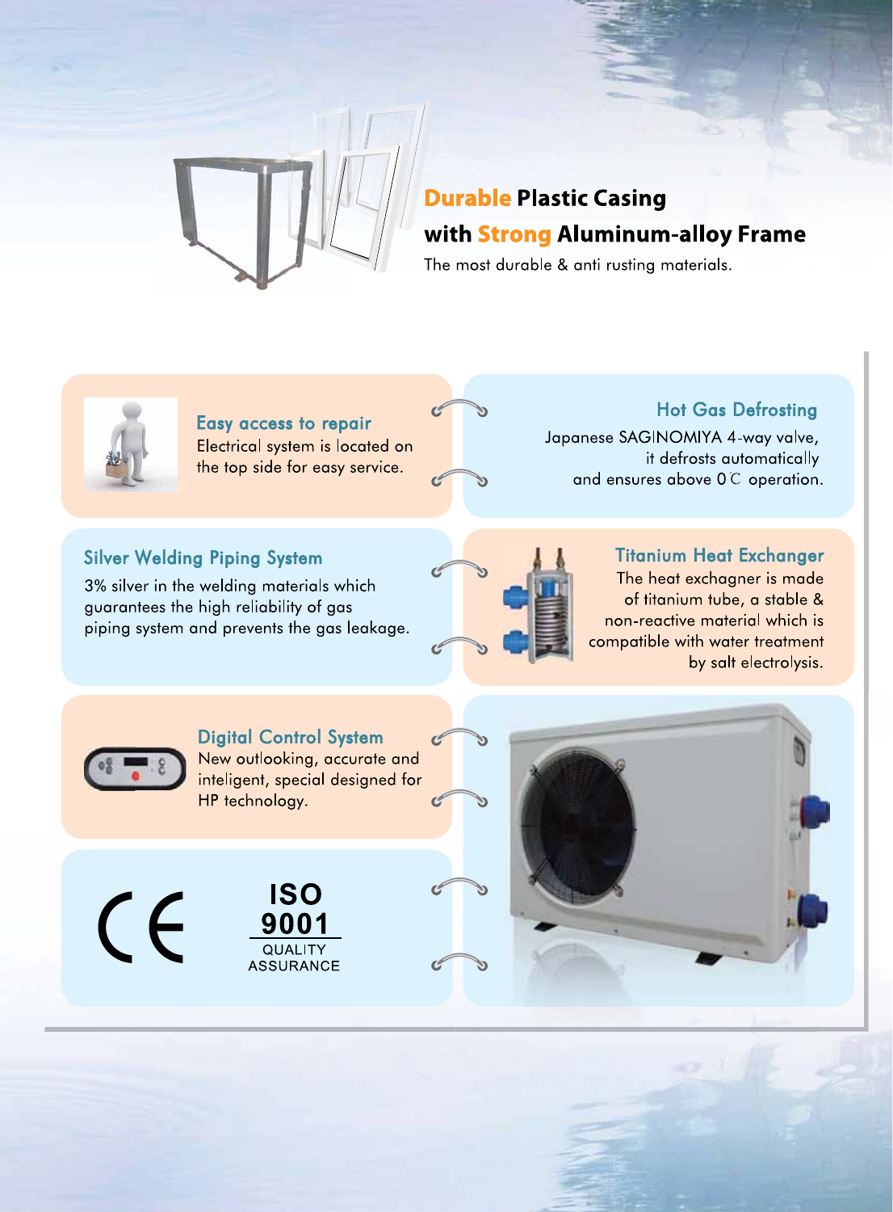## Durable Plastic Casing with Strong Aluminum-alloy Frame

The most durable & anti rusting materials.

### Easy access to repair

Electrical system is located on the top side for easy service.

### Hot Gas Defrosting

Japanese SAGINOMIYA 4-way valve, it defrosts automatically and ensures above 0℃ operation.

### Silver Welding Piping System

3% silver in the welding materials which guarantees the high reliability of gas piping system and prevents the gas leakage.

### Titanium Heat Exchanger

The heat exchagner is made of titanium tube, a stable & non-reactive material which is compatible with water treatment by salt electrolysis.

### Digital Control System

New outlooking, accurate and inteligent, special designed for HP technology.

CE

ISO 9001 QUALITY ASSURANCE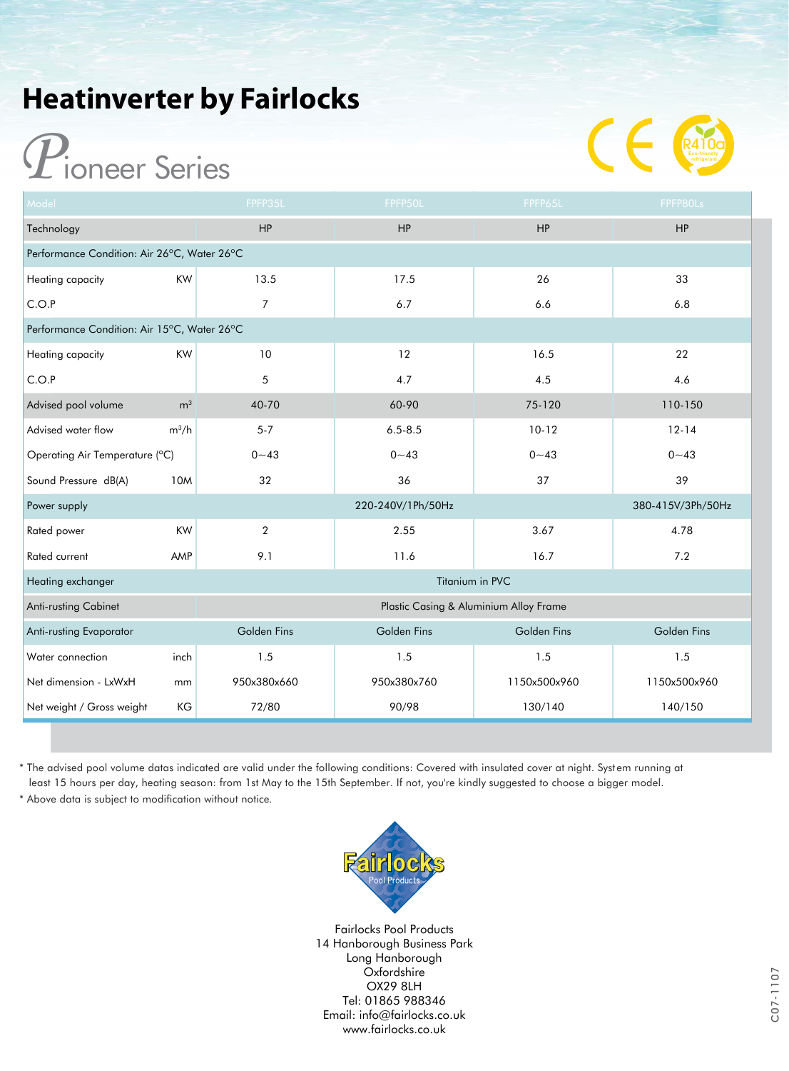# Heatinverter by Fairlocks

## Pioneer Series

| Model | | FPFP35L | FPFP50L | FPFP65L | FPFP80Ls |
|---|---|---|---|---|---|
| Technology | | HP | HP | HP | HP |
| Performance Condition: Air 26°C, Water 26°C | | | | | |
| Heating capacity | KW | 13.5 | 17.5 | 26 | 33 |
| C.O.P | | 7 | 6.7 | 6.6 | 6.8 |
| Performance Condition: Air 15°C, Water 26°C | | | | | |
| Heating capacity | KW | 10 | 12 | 16.5 | 22 |
| C.O.P | | 5 | 4.7 | 4.5 | 4.6 |
| Advised pool volume | $m^3$ | 40-70 | 60-90 | 75-120 | 110-150 |
| Advised water flow | $m^3/h$ | 5-7 | 6.5-8.5 | 10-12 | 12-14 |
| Operating Air Temperature (°C) | | 0~43 | 0~43 | 0~43 | 0~43 |
| Sound Pressure dB(A) | 10M | 32 | 36 | 37 | 39 |
| Power supply | | 220-240V/1Ph/50Hz | | | 380-415V/3Ph/50Hz |
| Rated power | KW | 2 | 2.55 | 3.67 | 4.78 |
| Rated current | AMP | 9.1 | 11.6 | 16.7 | 7.2 |
| Heating exchanger | | Titanium in PVC | | | |
| Anti-rusting Cabinet | | Plastic Casing & Aluminium Alloy Frame | | | |
| Anti-rusting Evaporator | | Golden Fins | Golden Fins | Golden Fins | Golden Fins |
| Water connection | inch | 1.5 | 1.5 | 1.5 | 1.5 |
| Net dimension - LxWxH | mm | 950x380x660 | 950x380x760 | 1150x500x960 | 1150x500x960 |
| Net weight / Gross weight | KG | 72/80 | 90/98 | 130/140 | 140/150 |

* The advised pool volume datas indicated are valid under the following conditions: Covered with insulated cover at night. System running at least 15 hours per day, heating season: from 1st May to the 15th September. If not, you're kindly suggested to choose a bigger model.
* Above data is subject to modification without notice.

Fairlocks Pool Products
14 Hanborough Business Park
Long Hanborough
Oxfordshire
OX29 8LH
Tel: 01865 988346
Email: info@fairlocks.co.uk
www.fairlocks.co.uk

C07-1107